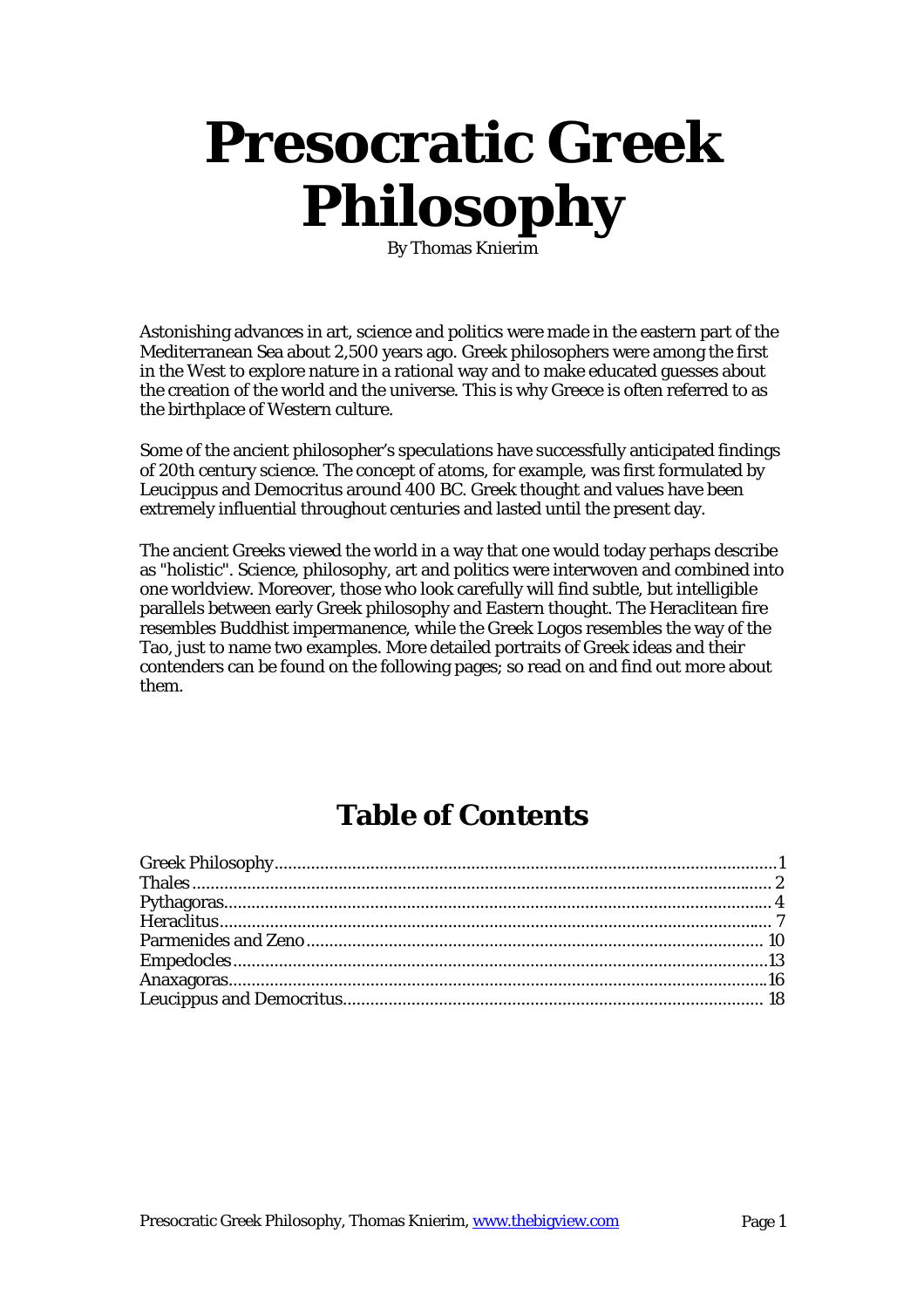# Presocratic Greek Philosophy

By Thomas Knierim

Astonishing advances in art, science and politics were made in the eastern part of the Mediterranean Sea about 2,500 years ago. Greek philosophers were among the first in the West to explore nature in a rational way and to make educated guesses about the creation of the world and the universe. This is why Greece is often referred to as the birthplace of Western culture.

Some of the ancient philosopher's speculations have successfully anticipated findings of 20th century science. The concept of atoms, for example, was first formulated by Leucippus and Democritus around 400 BC. Greek thought and values have been extremely influential throughout centuries and lasted until the present day.

The ancient Greeks viewed the world in a way that one would today perhaps describe as "holistic". Science, philosophy, art and politics were interwoven and combined into one worldview. Moreover, those who look carefully will find subtle, but intelligible parallels between early Greek philosophy and Eastern thought. The Heraclitean fire resembles Buddhist impermanence, while the Greek Logos resembles the way of the Tao, just to name two examples. More detailed portraits of Greek ideas and their contenders can be found on the following pages; so read on and find out more about them.

## Table of Contents

- Greek Philosophy ........ 1
- Thales ........ 2
- Pythagoras ........ 4
- Heraclitus ........ 7
- Parmenides and Zeno ........ 10
- Empedocles ........ 13
- Anaxagoras ........ 16
- Leucippus and Democritus ........ 18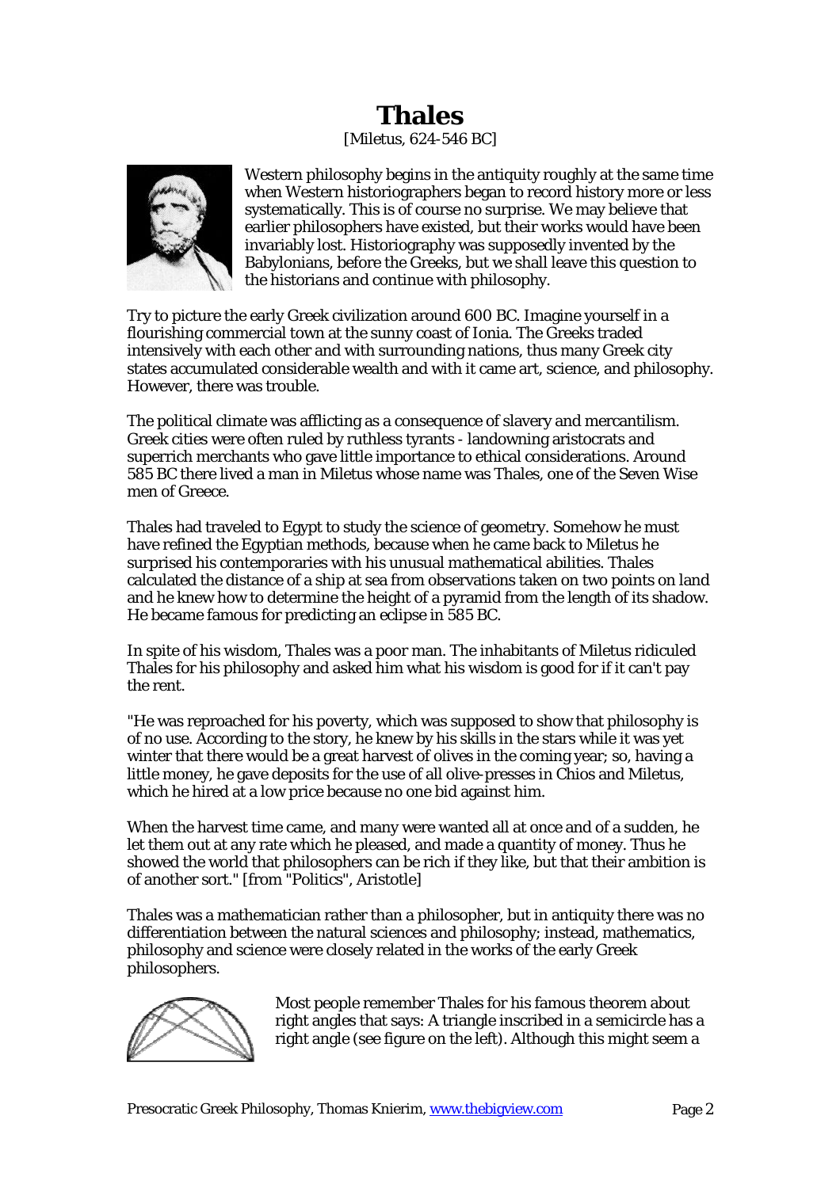# Thales

[Miletus, 624-546 BC]

Western philosophy begins in the antiquity roughly at the same time when Western historiographers began to record history more or less systematically. This is of course no surprise. We may believe that earlier philosophers have existed, but their works would have been invariably lost. Historiography was supposedly invented by the Babylonians, before the Greeks, but we shall leave this question to the historians and continue with philosophy.

Try to picture the early Greek civilization around 600 BC. Imagine yourself in a flourishing commercial town at the sunny coast of Ionia. The Greeks traded intensively with each other and with surrounding nations, thus many Greek city states accumulated considerable wealth and with it came art, science, and philosophy. However, there was trouble.

The political climate was afflicting as a consequence of slavery and mercantilism. Greek cities were often ruled by ruthless tyrants - landowning aristocrats and superrich merchants who gave little importance to ethical considerations. Around 585 BC there lived a man in Miletus whose name was Thales, one of the Seven Wise men of Greece.

Thales had traveled to Egypt to study the science of geometry. Somehow he must have refined the Egyptian methods, because when he came back to Miletus he surprised his contemporaries with his unusual mathematical abilities. Thales calculated the distance of a ship at sea from observations taken on two points on land and he knew how to determine the height of a pyramid from the length of its shadow. He became famous for predicting an eclipse in 585 BC.

In spite of his wisdom, Thales was a poor man. The inhabitants of Miletus ridiculed Thales for his philosophy and asked him what his wisdom is good for if it can't pay the rent.

"He was reproached for his poverty, which was supposed to show that philosophy is of no use. According to the story, he knew by his skills in the stars while it was yet winter that there would be a great harvest of olives in the coming year; so, having a little money, he gave deposits for the use of all olive-presses in Chios and Miletus, which he hired at a low price because no one bid against him.

When the harvest time came, and many were wanted all at once and of a sudden, he let them out at any rate which he pleased, and made a quantity of money. Thus he showed the world that philosophers can be rich if they like, but that their ambition is of another sort." [from "Politics", Aristotle]

Thales was a mathematician rather than a philosopher, but in antiquity there was no differentiation between the natural sciences and philosophy; instead, mathematics, philosophy and science were closely related in the works of the early Greek philosophers.

Most people remember Thales for his famous theorem about right angles that says: A triangle inscribed in a semicircle has a right angle (see figure on the left). Although this might seem a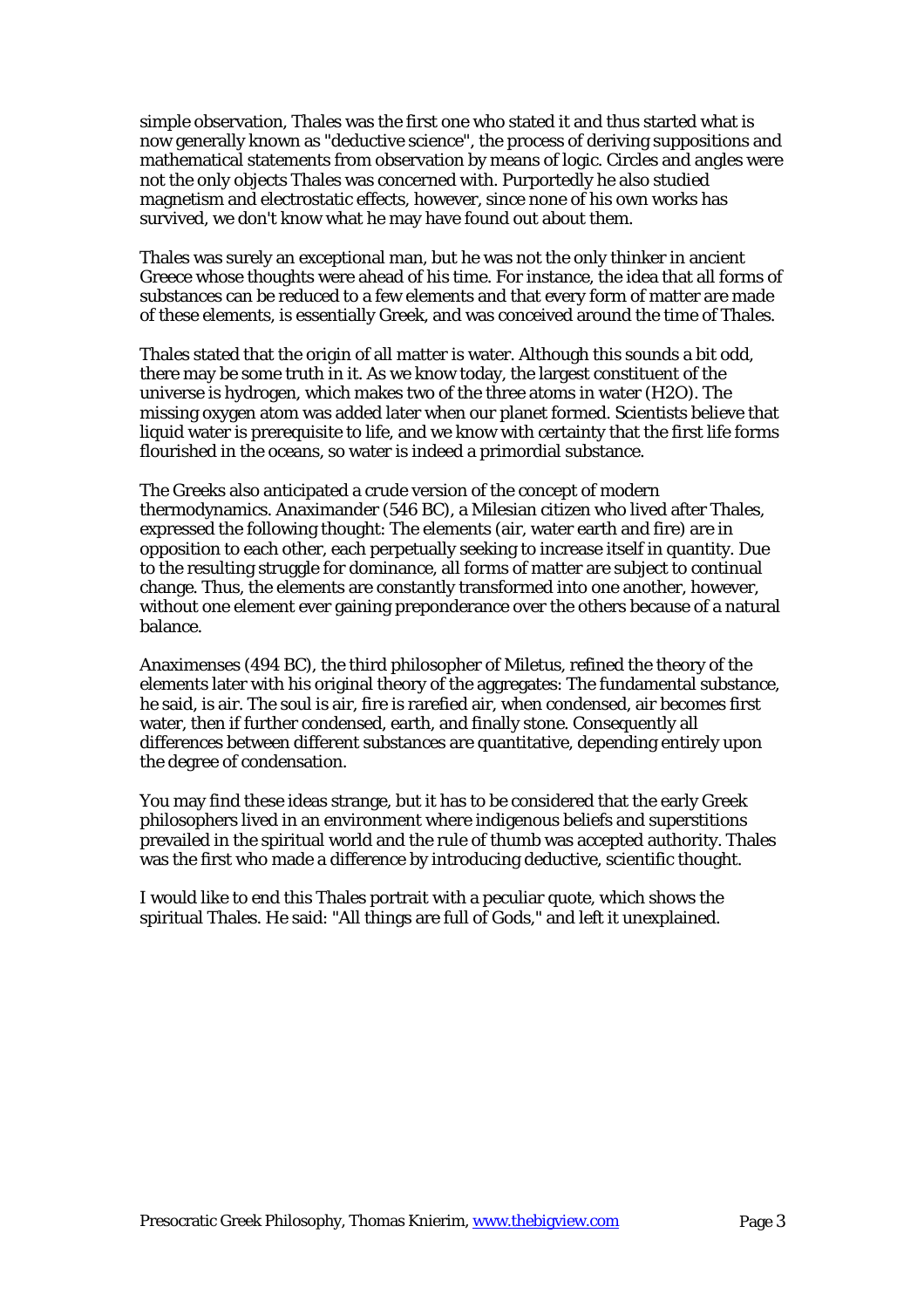simple observation, Thales was the first one who stated it and thus started what is now generally known as "deductive science", the process of deriving suppositions and mathematical statements from observation by means of logic. Circles and angles were not the only objects Thales was concerned with. Purportedly he also studied magnetism and electrostatic effects, however, since none of his own works has survived, we don't know what he may have found out about them.

Thales was surely an exceptional man, but he was not the only thinker in ancient Greece whose thoughts were ahead of his time. For instance, the idea that all forms of substances can be reduced to a few elements and that every form of matter are made of these elements, is essentially Greek, and was conceived around the time of Thales.

Thales stated that the origin of all matter is water. Although this sounds a bit odd, there may be some truth in it. As we know today, the largest constituent of the universe is hydrogen, which makes two of the three atoms in water ($H_2O$). The missing oxygen atom was added later when our planet formed. Scientists believe that liquid water is prerequisite to life, and we know with certainty that the first life forms flourished in the oceans, so water is indeed a primordial substance.

The Greeks also anticipated a crude version of the concept of modern thermodynamics. Anaximander (546 BC), a Milesian citizen who lived after Thales, expressed the following thought: The elements (air, water earth and fire) are in opposition to each other, each perpetually seeking to increase itself in quantity. Due to the resulting struggle for dominance, all forms of matter are subject to continual change. Thus, the elements are constantly transformed into one another, however, without one element ever gaining preponderance over the others because of a natural balance.

Anaximenses (494 BC), the third philosopher of Miletus, refined the theory of the elements later with his original theory of the aggregates: The fundamental substance, he said, is air. The soul is air, fire is rarefied air, when condensed, air becomes first water, then if further condensed, earth, and finally stone. Consequently all differences between different substances are quantitative, depending entirely upon the degree of condensation.

You may find these ideas strange, but it has to be considered that the early Greek philosophers lived in an environment where indigenous beliefs and superstitions prevailed in the spiritual world and the rule of thumb was accepted authority. Thales was the first who made a difference by introducing deductive, scientific thought.

I would like to end this Thales portrait with a peculiar quote, which shows the spiritual Thales. He said: "All things are full of Gods," and left it unexplained.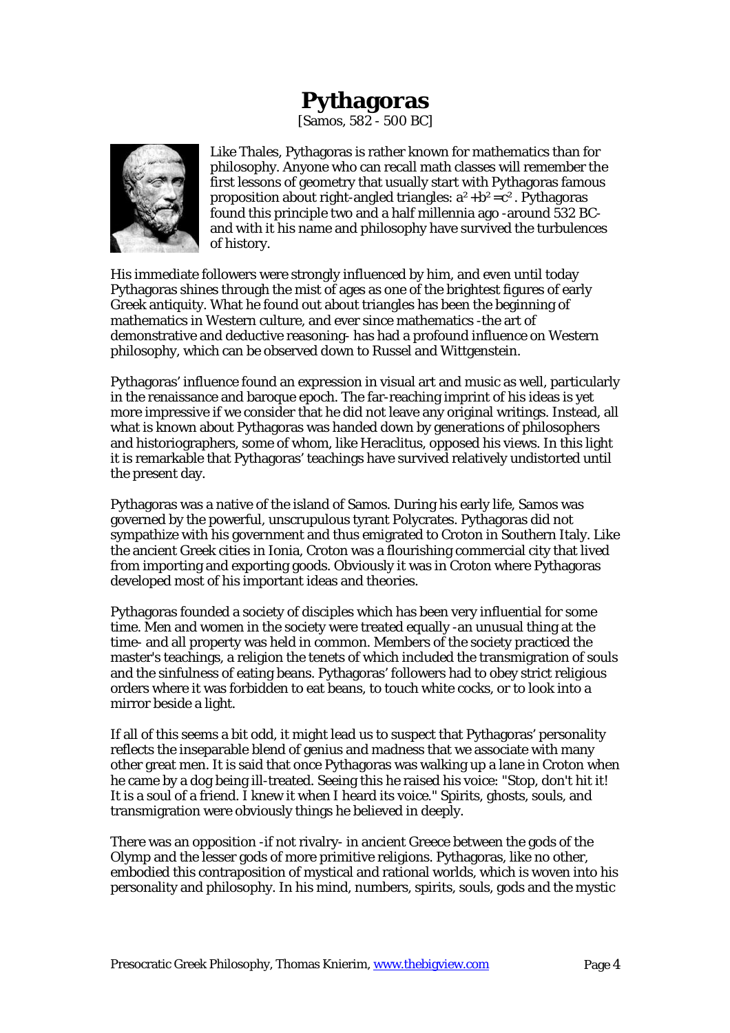# Pythagoras

[Samos, 582 - 500 BC]

Like Thales, Pythagoras is rather known for mathematics than for philosophy. Anyone who can recall math classes will remember the first lessons of geometry that usually start with Pythagoras famous proposition about right-angled triangles: $a^2 + b^2 = c^2$. Pythagoras found this principle two and a half millennia ago -around 532 BC- and with it his name and philosophy have survived the turbulences of history.

His immediate followers were strongly influenced by him, and even until today Pythagoras shines through the mist of ages as one of the brightest figures of early Greek antiquity. What he found out about triangles has been the beginning of mathematics in Western culture, and ever since mathematics -the art of demonstrative and deductive reasoning- has had a profound influence on Western philosophy, which can be observed down to Russel and Wittgenstein.

Pythagoras' influence found an expression in visual art and music as well, particularly in the renaissance and baroque epoch. The far-reaching imprint of his ideas is yet more impressive if we consider that he did not leave any original writings. Instead, all what is known about Pythagoras was handed down by generations of philosophers and historiographers, some of whom, like Heraclitus, opposed his views. In this light it is remarkable that Pythagoras' teachings have survived relatively undistorted until the present day.

Pythagoras was a native of the island of Samos. During his early life, Samos was governed by the powerful, unscrupulous tyrant Polycrates. Pythagoras did not sympathize with his government and thus emigrated to Croton in Southern Italy. Like the ancient Greek cities in Ionia, Croton was a flourishing commercial city that lived from importing and exporting goods. Obviously it was in Croton where Pythagoras developed most of his important ideas and theories.

Pythagoras founded a society of disciples which has been very influential for some time. Men and women in the society were treated equally -an unusual thing at the time- and all property was held in common. Members of the society practiced the master's teachings, a religion the tenets of which included the transmigration of souls and the sinfulness of eating beans. Pythagoras' followers had to obey strict religious orders where it was forbidden to eat beans, to touch white cocks, or to look into a mirror beside a light.

If all of this seems a bit odd, it might lead us to suspect that Pythagoras' personality reflects the inseparable blend of genius and madness that we associate with many other great men. It is said that once Pythagoras was walking up a lane in Croton when he came by a dog being ill-treated. Seeing this he raised his voice: "Stop, don't hit it! It is a soul of a friend. I knew it when I heard its voice." Spirits, ghosts, souls, and transmigration were obviously things he believed in deeply.

There was an opposition -if not rivalry- in ancient Greece between the gods of the Olymp and the lesser gods of more primitive religions. Pythagoras, like no other, embodied this contraposition of mystical and rational worlds, which is woven into his personality and philosophy. In his mind, numbers, spirits, souls, gods and the mystic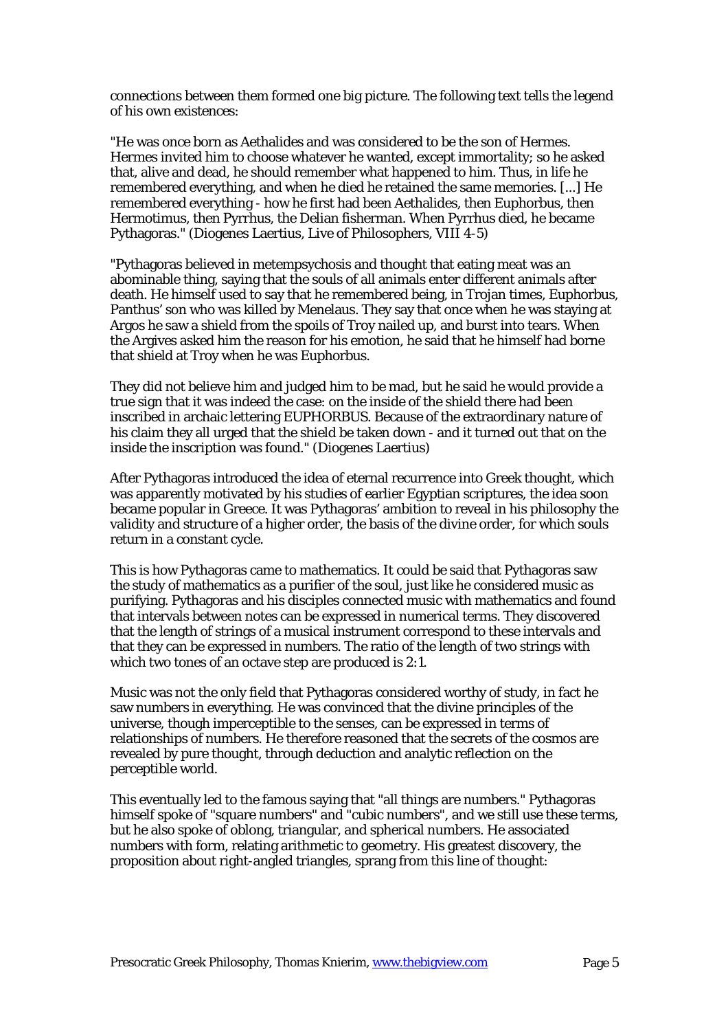connections between them formed one big picture. The following text tells the legend of his own existences:

"He was once born as Aethalides and was considered to be the son of Hermes. Hermes invited him to choose whatever he wanted, except immortality; so he asked that, alive and dead, he should remember what happened to him. Thus, in life he remembered everything, and when he died he retained the same memories. [...] He remembered everything - how he first had been Aethalides, then Euphorbus, then Hermotimus, then Pyrrhus, the Delian fisherman. When Pyrrhus died, he became Pythagoras." (Diogenes Laertius, Live of Philosophers, VIII 4-5)

"Pythagoras believed in metempsychosis and thought that eating meat was an abominable thing, saying that the souls of all animals enter different animals after death. He himself used to say that he remembered being, in Trojan times, Euphorbus, Panthus' son who was killed by Menelaus. They say that once when he was staying at Argos he saw a shield from the spoils of Troy nailed up, and burst into tears. When the Argives asked him the reason for his emotion, he said that he himself had borne that shield at Troy when he was Euphorbus.

They did not believe him and judged him to be mad, but he said he would provide a true sign that it was indeed the case: on the inside of the shield there had been inscribed in archaic lettering EUPHORBUS. Because of the extraordinary nature of his claim they all urged that the shield be taken down - and it turned out that on the inside the inscription was found." (Diogenes Laertius)

After Pythagoras introduced the idea of eternal recurrence into Greek thought, which was apparently motivated by his studies of earlier Egyptian scriptures, the idea soon became popular in Greece. It was Pythagoras' ambition to reveal in his philosophy the validity and structure of a higher order, the basis of the divine order, for which souls return in a constant cycle.

This is how Pythagoras came to mathematics. It could be said that Pythagoras saw the study of mathematics as a purifier of the soul, just like he considered music as purifying. Pythagoras and his disciples connected music with mathematics and found that intervals between notes can be expressed in numerical terms. They discovered that the length of strings of a musical instrument correspond to these intervals and that they can be expressed in numbers. The ratio of the length of two strings with which two tones of an octave step are produced is 2:1.

Music was not the only field that Pythagoras considered worthy of study, in fact he saw numbers in everything. He was convinced that the divine principles of the universe, though imperceptible to the senses, can be expressed in terms of relationships of numbers. He therefore reasoned that the secrets of the cosmos are revealed by pure thought, through deduction and analytic reflection on the perceptible world.

This eventually led to the famous saying that "all things are numbers." Pythagoras himself spoke of "square numbers" and "cubic numbers", and we still use these terms, but he also spoke of oblong, triangular, and spherical numbers. He associated numbers with form, relating arithmetic to geometry. His greatest discovery, the proposition about right-angled triangles, sprang from this line of thought: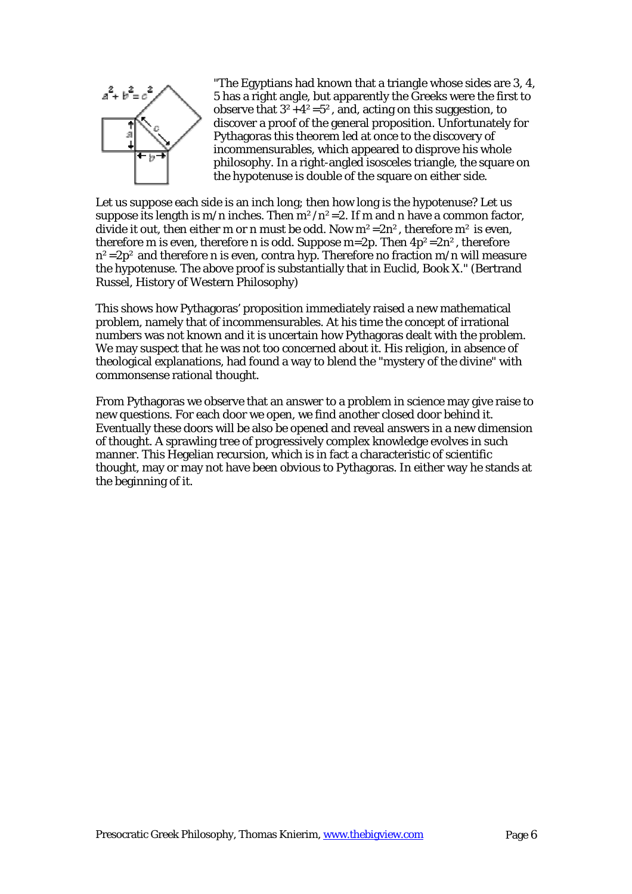"The Egyptians had known that a triangle whose sides are 3, 4, 5 has a right angle, but apparently the Greeks were the first to observe that $3^2 + 4^2 = 5^2$, and, acting on this suggestion, to discover a proof of the general proposition. Unfortunately for Pythagoras this theorem led at once to the discovery of incommensurables, which appeared to disprove his whole philosophy. In a right-angled isosceles triangle, the square on the hypotenuse is double of the square on either side.

Let us suppose each side is an inch long; then how long is the hypotenuse? Let us suppose its length is m/n inches. Then $m^2/n^2 = 2$. If m and n have a common factor, divide it out, then either m or n must be odd. Now $m^2 = 2n^2$, therefore $m^2$ is even, therefore m is even, therefore n is odd. Suppose $m=2p$. Then $4p^2 = 2n^2$, therefore $n^2 = 2p^2$ and therefore n is even, contra hyp. Therefore no fraction m/n will measure the hypotenuse. The above proof is substantially that in Euclid, Book X." (Bertrand Russel, History of Western Philosophy)

This shows how Pythagoras' proposition immediately raised a new mathematical problem, namely that of incommensurables. At his time the concept of irrational numbers was not known and it is uncertain how Pythagoras dealt with the problem. We may suspect that he was not too concerned about it. His religion, in absence of theological explanations, had found a way to blend the "mystery of the divine" with commonsense rational thought.

From Pythagoras we observe that an answer to a problem in science may give raise to new questions. For each door we open, we find another closed door behind it. Eventually these doors will be also be opened and reveal answers in a new dimension of thought. A sprawling tree of progressively complex knowledge evolves in such manner. This Hegelian recursion, which is in fact a characteristic of scientific thought, may or may not have been obvious to Pythagoras. In either way he stands at the beginning of it.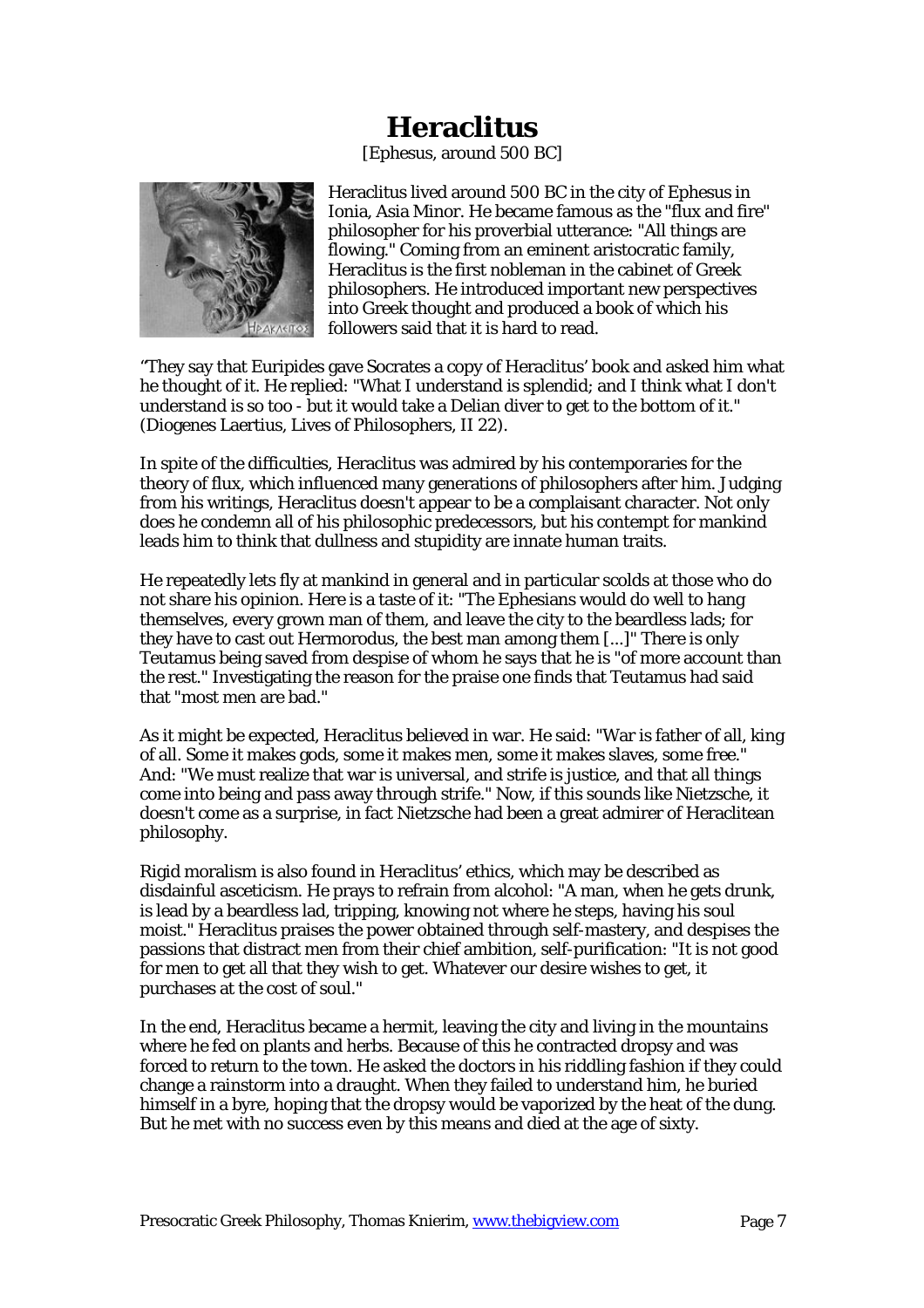# Heraclitus

[Ephesus, around 500 BC]

Heraclitus lived around 500 BC in the city of Ephesus in Ionia, Asia Minor. He became famous as the "flux and fire" philosopher for his proverbial utterance: "All things are flowing." Coming from an eminent aristocratic family, Heraclitus is the first nobleman in the cabinet of Greek philosophers. He introduced important new perspectives into Greek thought and produced a book of which his followers said that it is hard to read.

"They say that Euripides gave Socrates a copy of Heraclitus' book and asked him what he thought of it. He replied: "What I understand is splendid; and I think what I don't understand is so too - but it would take a Delian diver to get to the bottom of it." (Diogenes Laertius, Lives of Philosophers, II 22).

In spite of the difficulties, Heraclitus was admired by his contemporaries for the theory of flux, which influenced many generations of philosophers after him. Judging from his writings, Heraclitus doesn't appear to be a complaisant character. Not only does he condemn all of his philosophic predecessors, but his contempt for mankind leads him to think that dullness and stupidity are innate human traits.

He repeatedly lets fly at mankind in general and in particular scolds at those who do not share his opinion. Here is a taste of it: "The Ephesians would do well to hang themselves, every grown man of them, and leave the city to the beardless lads; for they have to cast out Hermorodus, the best man among them [...]" There is only Teutamus being saved from despise of whom he says that he is "of more account than the rest." Investigating the reason for the praise one finds that Teutamus had said that "most men are bad."

As it might be expected, Heraclitus believed in war. He said: "War is father of all, king of all. Some it makes gods, some it makes men, some it makes slaves, some free." And: "We must realize that war is universal, and strife is justice, and that all things come into being and pass away through strife." Now, if this sounds like Nietzsche, it doesn't come as a surprise, in fact Nietzsche had been a great admirer of Heraclitean philosophy.

Rigid moralism is also found in Heraclitus' ethics, which may be described as disdainful asceticism. He prays to refrain from alcohol: "A man, when he gets drunk, is lead by a beardless lad, tripping, knowing not where he steps, having his soul moist." Heraclitus praises the power obtained through self-mastery, and despises the passions that distract men from their chief ambition, self-purification: "It is not good for men to get all that they wish to get. Whatever our desire wishes to get, it purchases at the cost of soul."

In the end, Heraclitus became a hermit, leaving the city and living in the mountains where he fed on plants and herbs. Because of this he contracted dropsy and was forced to return to the town. He asked the doctors in his riddling fashion if they could change a rainstorm into a draught. When they failed to understand him, he buried himself in a byre, hoping that the dropsy would be vaporized by the heat of the dung. But he met with no success even by this means and died at the age of sixty.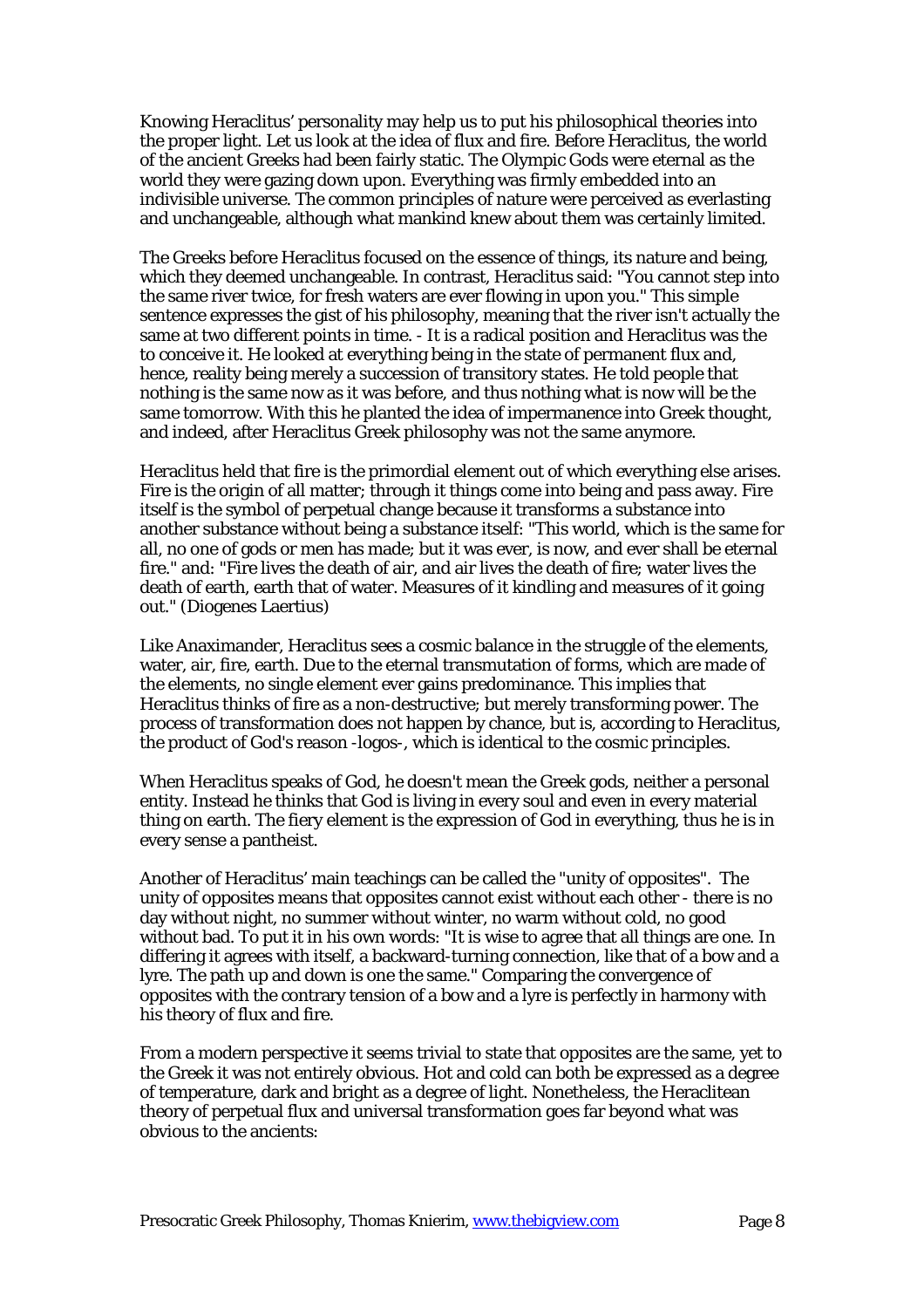Knowing Heraclitus' personality may help us to put his philosophical theories into the proper light. Let us look at the idea of flux and fire. Before Heraclitus, the world of the ancient Greeks had been fairly static. The Olympic Gods were eternal as the world they were gazing down upon. Everything was firmly embedded into an indivisible universe. The common principles of nature were perceived as everlasting and unchangeable, although what mankind knew about them was certainly limited.

The Greeks before Heraclitus focused on the essence of things, its nature and being, which they deemed unchangeable. In contrast, Heraclitus said: "You cannot step into the same river twice, for fresh waters are ever flowing in upon you." This simple sentence expresses the gist of his philosophy, meaning that the river isn't actually the same at two different points in time. - It is a radical position and Heraclitus was the to conceive it. He looked at everything being in the state of permanent flux and, hence, reality being merely a succession of transitory states. He told people that nothing is the same now as it was before, and thus nothing what is now will be the same tomorrow. With this he planted the idea of impermanence into Greek thought, and indeed, after Heraclitus Greek philosophy was not the same anymore.

Heraclitus held that fire is the primordial element out of which everything else arises. Fire is the origin of all matter; through it things come into being and pass away. Fire itself is the symbol of perpetual change because it transforms a substance into another substance without being a substance itself: "This world, which is the same for all, no one of gods or men has made; but it was ever, is now, and ever shall be eternal fire." and: "Fire lives the death of air, and air lives the death of fire; water lives the death of earth, earth that of water. Measures of it kindling and measures of it going out." (Diogenes Laertius)

Like Anaximander, Heraclitus sees a cosmic balance in the struggle of the elements, water, air, fire, earth. Due to the eternal transmutation of forms, which are made of the elements, no single element ever gains predominance. This implies that Heraclitus thinks of fire as a non-destructive; but merely transforming power. The process of transformation does not happen by chance, but is, according to Heraclitus, the product of God's reason -logos-, which is identical to the cosmic principles.

When Heraclitus speaks of God, he doesn't mean the Greek gods, neither a personal entity. Instead he thinks that God is living in every soul and even in every material thing on earth. The fiery element is the expression of God in everything, thus he is in every sense a pantheist.

Another of Heraclitus' main teachings can be called the "unity of opposites". The unity of opposites means that opposites cannot exist without each other - there is no day without night, no summer without winter, no warm without cold, no good without bad. To put it in his own words: "It is wise to agree that all things are one. In differing it agrees with itself, a backward-turning connection, like that of a bow and a lyre. The path up and down is one the same." Comparing the convergence of opposites with the contrary tension of a bow and a lyre is perfectly in harmony with his theory of flux and fire.

From a modern perspective it seems trivial to state that opposites are the same, yet to the Greek it was not entirely obvious. Hot and cold can both be expressed as a degree of temperature, dark and bright as a degree of light. Nonetheless, the Heraclitean theory of perpetual flux and universal transformation goes far beyond what was obvious to the ancients: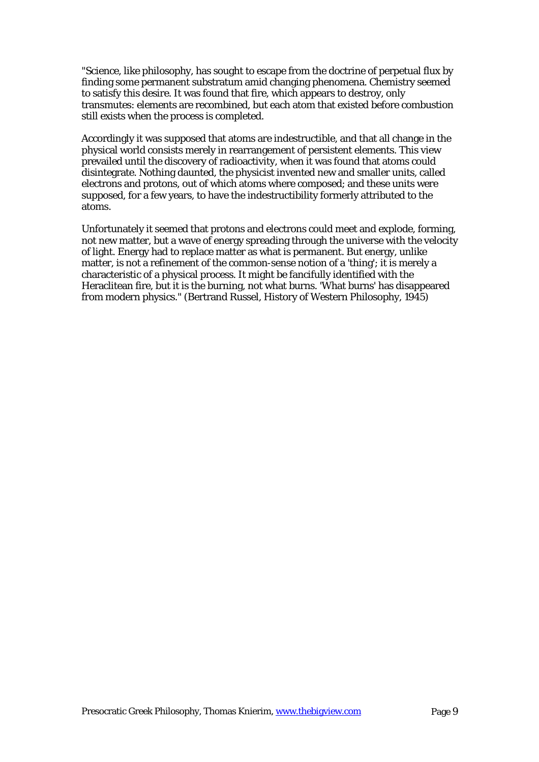"Science, like philosophy, has sought to escape from the doctrine of perpetual flux by finding some permanent substratum amid changing phenomena. Chemistry seemed to satisfy this desire. It was found that fire, which appears to destroy, only transmutes: elements are recombined, but each atom that existed before combustion still exists when the process is completed.

Accordingly it was supposed that atoms are indestructible, and that all change in the physical world consists merely in rearrangement of persistent elements. This view prevailed until the discovery of radioactivity, when it was found that atoms could disintegrate. Nothing daunted, the physicist invented new and smaller units, called electrons and protons, out of which atoms where composed; and these units were supposed, for a few years, to have the indestructibility formerly attributed to the atoms.

Unfortunately it seemed that protons and electrons could meet and explode, forming, not new matter, but a wave of energy spreading through the universe with the velocity of light. Energy had to replace matter as what is permanent. But energy, unlike matter, is not a refinement of the common-sense notion of a 'thing'; it is merely a characteristic of a physical process. It might be fancifully identified with the Heraclitean fire, but it is the burning, not what burns. 'What burns' has disappeared from modern physics." (Bertrand Russel, History of Western Philosophy, 1945)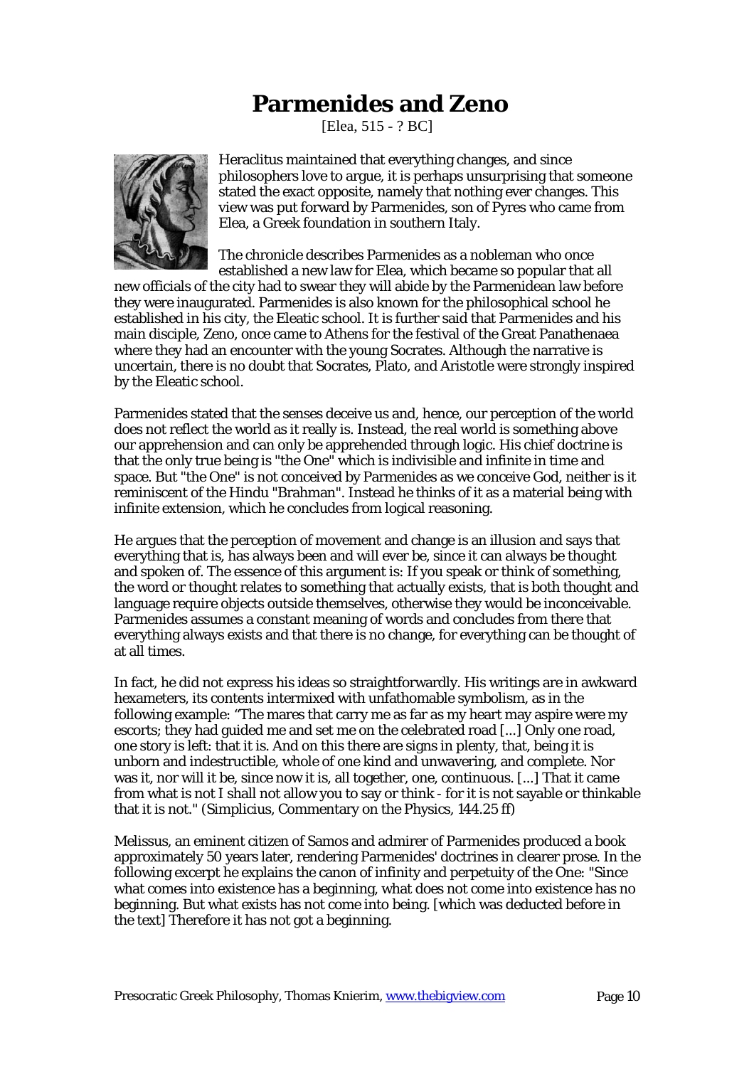# Parmenides and Zeno

[Elea, 515 - ? BC]

Heraclitus maintained that everything changes, and since philosophers love to argue, it is perhaps unsurprising that someone stated the exact opposite, namely that nothing ever changes. This view was put forward by Parmenides, son of Pyres who came from Elea, a Greek foundation in southern Italy.

The chronicle describes Parmenides as a nobleman who once established a new law for Elea, which became so popular that all new officials of the city had to swear they will abide by the Parmenidean law before they were inaugurated. Parmenides is also known for the philosophical school he established in his city, the Eleatic school. It is further said that Parmenides and his main disciple, Zeno, once came to Athens for the festival of the Great Panathenaea where they had an encounter with the young Socrates. Although the narrative is uncertain, there is no doubt that Socrates, Plato, and Aristotle were strongly inspired by the Eleatic school.

Parmenides stated that the senses deceive us and, hence, our perception of the world does not reflect the world as it really is. Instead, the real world is something above our apprehension and can only be apprehended through logic. His chief doctrine is that the only true being is "the One" which is indivisible and infinite in time and space. But "the One" is not conceived by Parmenides as we conceive God, neither is it reminiscent of the Hindu "Brahman". Instead he thinks of it as a material being with infinite extension, which he concludes from logical reasoning.

He argues that the perception of movement and change is an illusion and says that everything that is, has always been and will ever be, since it can always be thought and spoken of. The essence of this argument is: If you speak or think of something, the word or thought relates to something that actually exists, that is both thought and language require objects outside themselves, otherwise they would be inconceivable. Parmenides assumes a constant meaning of words and concludes from there that everything always exists and that there is no change, for everything can be thought of at all times.

In fact, he did not express his ideas so straightforwardly. His writings are in awkward hexameters, its contents intermixed with unfathomable symbolism, as in the following example: "The mares that carry me as far as my heart may aspire were my escorts; they had guided me and set me on the celebrated road [...] Only one road, one story is left: that it is. And on this there are signs in plenty, that, being it is unborn and indestructible, whole of one kind and unwavering, and complete. Nor was it, nor will it be, since now it is, all together, one, continuous. [...] That it came from what is not I shall not allow you to say or think - for it is not sayable or thinkable that it is not." (Simplicius, Commentary on the Physics, 144.25 ff)

Melissus, an eminent citizen of Samos and admirer of Parmenides produced a book approximately 50 years later, rendering Parmenides' doctrines in clearer prose. In the following excerpt he explains the canon of infinity and perpetuity of the One: "Since what comes into existence has a beginning, what does not come into existence has no beginning. But what exists has not come into being. [which was deducted before in the text] Therefore it has not got a beginning.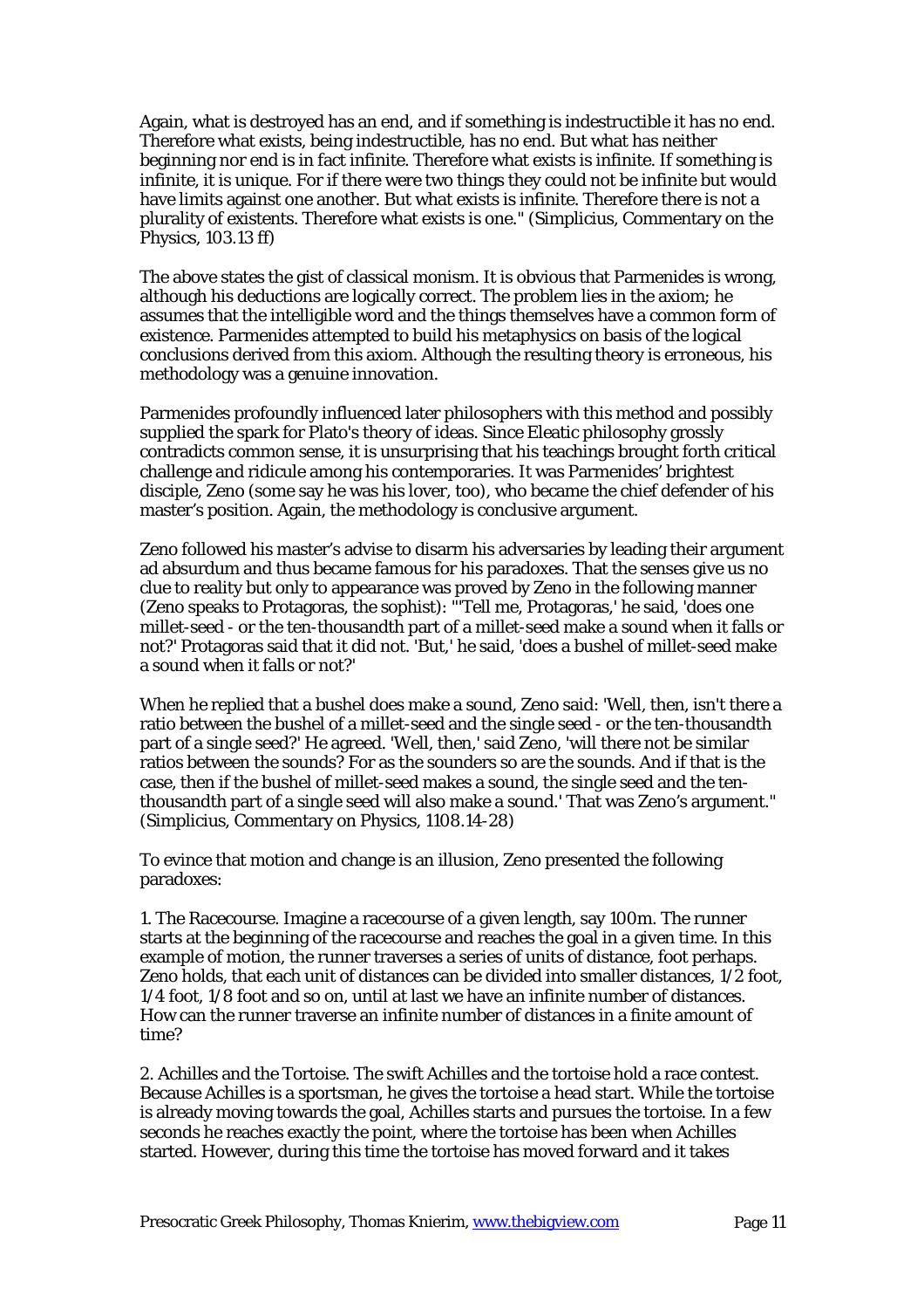Again, what is destroyed has an end, and if something is indestructible it has no end. Therefore what exists, being indestructible, has no end. But what has neither beginning nor end is in fact infinite. Therefore what exists is infinite. If something is infinite, it is unique. For if there were two things they could not be infinite but would have limits against one another. But what exists is infinite. Therefore there is not a plurality of existents. Therefore what exists is one." (Simplicius, Commentary on the Physics, 103.13 ff)

The above states the gist of classical monism. It is obvious that Parmenides is wrong, although his deductions are logically correct. The problem lies in the axiom; he assumes that the intelligible word and the things themselves have a common form of existence. Parmenides attempted to build his metaphysics on basis of the logical conclusions derived from this axiom. Although the resulting theory is erroneous, his methodology was a genuine innovation.

Parmenides profoundly influenced later philosophers with this method and possibly supplied the spark for Plato's theory of ideas. Since Eleatic philosophy grossly contradicts common sense, it is unsurprising that his teachings brought forth critical challenge and ridicule among his contemporaries. It was Parmenides' brightest disciple, Zeno (some say he was his lover, too), who became the chief defender of his master's position. Again, the methodology is conclusive argument.

Zeno followed his master's advise to disarm his adversaries by leading their argument ad absurdum and thus became famous for his paradoxes. That the senses give us no clue to reality but only to appearance was proved by Zeno in the following manner (Zeno speaks to Protagoras, the sophist): "'Tell me, Protagoras,' he said, 'does one millet-seed - or the ten-thousandth part of a millet-seed make a sound when it falls or not?' Protagoras said that it did not. 'But,' he said, 'does a bushel of millet-seed make a sound when it falls or not?'

When he replied that a bushel does make a sound, Zeno said: 'Well, then, isn't there a ratio between the bushel of a millet-seed and the single seed - or the ten-thousandth part of a single seed?' He agreed. 'Well, then,' said Zeno, 'will there not be similar ratios between the sounds? For as the sounders so are the sounds. And if that is the case, then if the bushel of millet-seed makes a sound, the single seed and the ten-thousandth part of a single seed will also make a sound.' That was Zeno's argument." (Simplicius, Commentary on Physics, 1108.14-28)

To evince that motion and change is an illusion, Zeno presented the following paradoxes:

1. The Racecourse. Imagine a racecourse of a given length, say 100m. The runner starts at the beginning of the racecourse and reaches the goal in a given time. In this example of motion, the runner traverses a series of units of distance, foot perhaps. Zeno holds, that each unit of distances can be divided into smaller distances, 1/2 foot, 1/4 foot, 1/8 foot and so on, until at last we have an infinite number of distances. How can the runner traverse an infinite number of distances in a finite amount of time?

2. Achilles and the Tortoise. The swift Achilles and the tortoise hold a race contest. Because Achilles is a sportsman, he gives the tortoise a head start. While the tortoise is already moving towards the goal, Achilles starts and pursues the tortoise. In a few seconds he reaches exactly the point, where the tortoise has been when Achilles started. However, during this time the tortoise has moved forward and it takes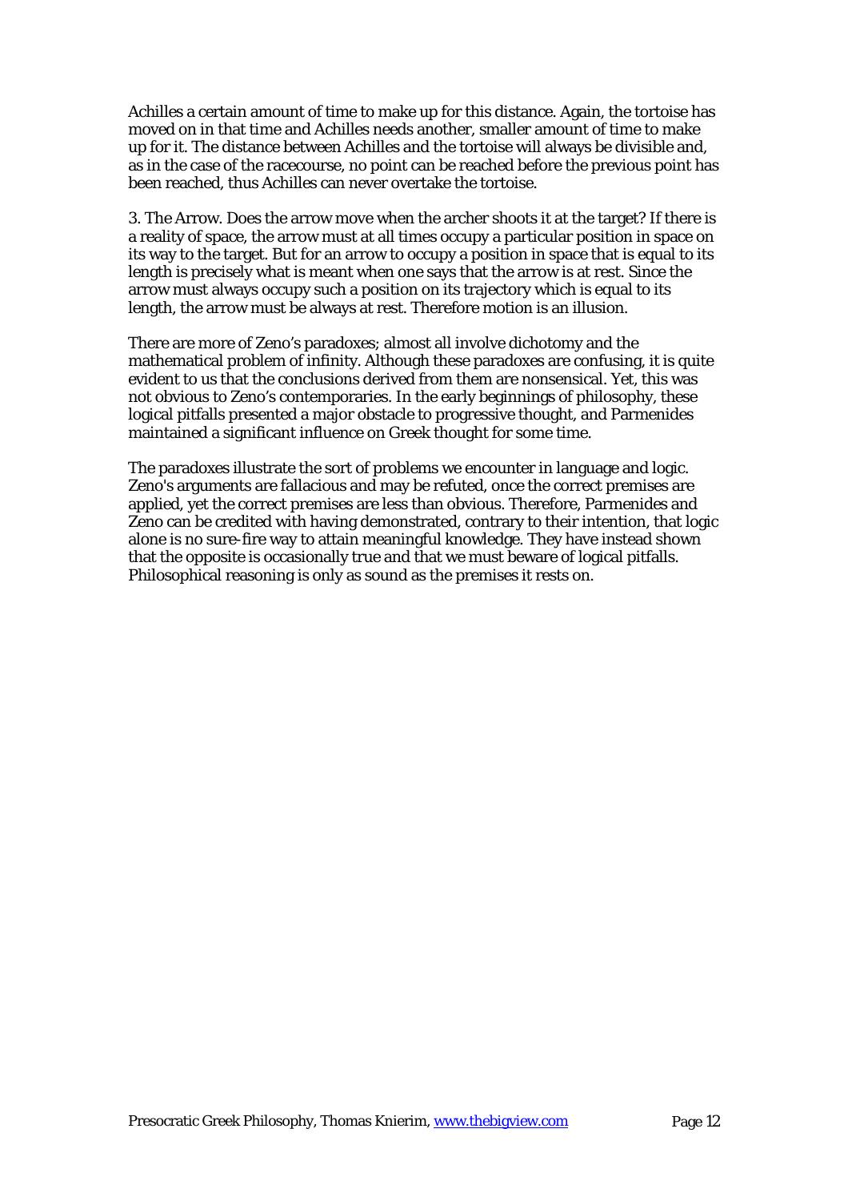Achilles a certain amount of time to make up for this distance. Again, the tortoise has moved on in that time and Achilles needs another, smaller amount of time to make up for it. The distance between Achilles and the tortoise will always be divisible and, as in the case of the racecourse, no point can be reached before the previous point has been reached, thus Achilles can never overtake the tortoise.

3. The Arrow. Does the arrow move when the archer shoots it at the target? If there is a reality of space, the arrow must at all times occupy a particular position in space on its way to the target. But for an arrow to occupy a position in space that is equal to its length is precisely what is meant when one says that the arrow is at rest. Since the arrow must always occupy such a position on its trajectory which is equal to its length, the arrow must be always at rest. Therefore motion is an illusion.

There are more of Zeno's paradoxes; almost all involve dichotomy and the mathematical problem of infinity. Although these paradoxes are confusing, it is quite evident to us that the conclusions derived from them are nonsensical. Yet, this was not obvious to Zeno's contemporaries. In the early beginnings of philosophy, these logical pitfalls presented a major obstacle to progressive thought, and Parmenides maintained a significant influence on Greek thought for some time.

The paradoxes illustrate the sort of problems we encounter in language and logic. Zeno's arguments are fallacious and may be refuted, once the correct premises are applied, yet the correct premises are less than obvious. Therefore, Parmenides and Zeno can be credited with having demonstrated, contrary to their intention, that logic alone is no sure-fire way to attain meaningful knowledge. They have instead shown that the opposite is occasionally true and that we must beware of logical pitfalls. Philosophical reasoning is only as sound as the premises it rests on.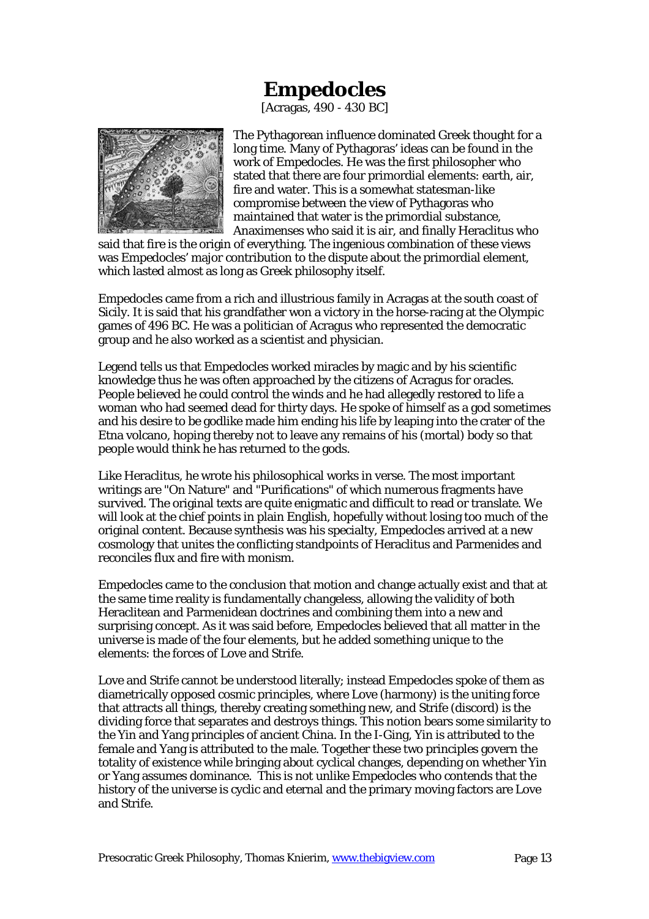# Empedocles

[Acragas, 490 - 430 BC]

The Pythagorean influence dominated Greek thought for a long time. Many of Pythagoras' ideas can be found in the work of Empedocles. He was the first philosopher who stated that there are four primordial elements: earth, air, fire and water. This is a somewhat statesman-like compromise between the view of Pythagoras who maintained that water is the primordial substance, Anaximenses who said it is air, and finally Heraclitus who said that fire is the origin of everything. The ingenious combination of these views was Empedocles' major contribution to the dispute about the primordial element, which lasted almost as long as Greek philosophy itself.

Empedocles came from a rich and illustrious family in Acragas at the south coast of Sicily. It is said that his grandfather won a victory in the horse-racing at the Olympic games of 496 BC. He was a politician of Acragus who represented the democratic group and he also worked as a scientist and physician.

Legend tells us that Empedocles worked miracles by magic and by his scientific knowledge thus he was often approached by the citizens of Acragus for oracles. People believed he could control the winds and he had allegedly restored to life a woman who had seemed dead for thirty days. He spoke of himself as a god sometimes and his desire to be godlike made him ending his life by leaping into the crater of the Etna volcano, hoping thereby not to leave any remains of his (mortal) body so that people would think he has returned to the gods.

Like Heraclitus, he wrote his philosophical works in verse. The most important writings are "On Nature" and "Purifications" of which numerous fragments have survived. The original texts are quite enigmatic and difficult to read or translate. We will look at the chief points in plain English, hopefully without losing too much of the original content. Because synthesis was his specialty, Empedocles arrived at a new cosmology that unites the conflicting standpoints of Heraclitus and Parmenides and reconciles flux and fire with monism.

Empedocles came to the conclusion that motion and change actually exist and that at the same time reality is fundamentally changeless, allowing the validity of both Heraclitean and Parmenidean doctrines and combining them into a new and surprising concept. As it was said before, Empedocles believed that all matter in the universe is made of the four elements, but he added something unique to the elements: the forces of Love and Strife.

Love and Strife cannot be understood literally; instead Empedocles spoke of them as diametrically opposed cosmic principles, where Love (harmony) is the uniting force that attracts all things, thereby creating something new, and Strife (discord) is the dividing force that separates and destroys things. This notion bears some similarity to the Yin and Yang principles of ancient China. In the I-Ging, Yin is attributed to the female and Yang is attributed to the male. Together these two principles govern the totality of existence while bringing about cyclical changes, depending on whether Yin or Yang assumes dominance. This is not unlike Empedocles who contends that the history of the universe is cyclic and eternal and the primary moving factors are Love and Strife.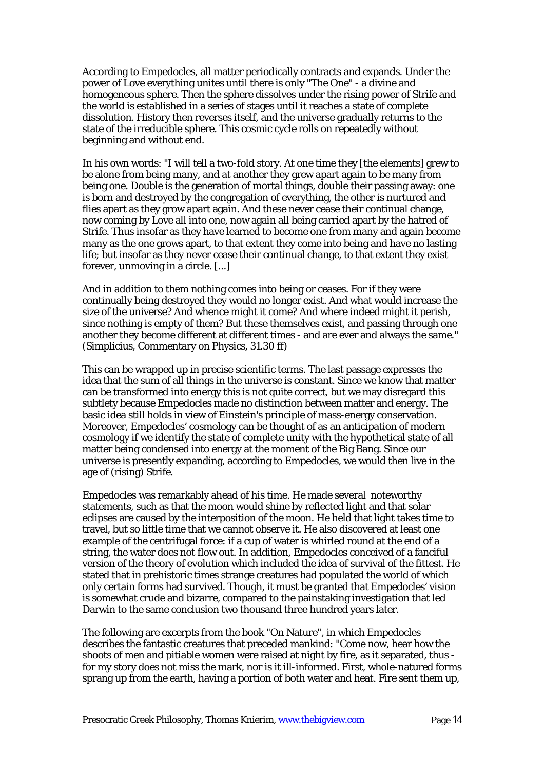According to Empedocles, all matter periodically contracts and expands. Under the power of Love everything unites until there is only "The One" - a divine and homogeneous sphere. Then the sphere dissolves under the rising power of Strife and the world is established in a series of stages until it reaches a state of complete dissolution. History then reverses itself, and the universe gradually returns to the state of the irreducible sphere. This cosmic cycle rolls on repeatedly without beginning and without end.

In his own words: "I will tell a two-fold story. At one time they [the elements] grew to be alone from being many, and at another they grew apart again to be many from being one. Double is the generation of mortal things, double their passing away: one is born and destroyed by the congregation of everything, the other is nurtured and flies apart as they grow apart again. And these never cease their continual change, now coming by Love all into one, now again all being carried apart by the hatred of Strife. Thus insofar as they have learned to become one from many and again become many as the one grows apart, to that extent they come into being and have no lasting life; but insofar as they never cease their continual change, to that extent they exist forever, unmoving in a circle. [...]

And in addition to them nothing comes into being or ceases. For if they were continually being destroyed they would no longer exist. And what would increase the size of the universe? And whence might it come? And where indeed might it perish, since nothing is empty of them? But these themselves exist, and passing through one another they become different at different times - and are ever and always the same." (Simplicius, Commentary on Physics, 31.30 ff)

This can be wrapped up in precise scientific terms. The last passage expresses the idea that the sum of all things in the universe is constant. Since we know that matter can be transformed into energy this is not quite correct, but we may disregard this subtlety because Empedocles made no distinction between matter and energy. The basic idea still holds in view of Einstein's principle of mass-energy conservation. Moreover, Empedocles' cosmology can be thought of as an anticipation of modern cosmology if we identify the state of complete unity with the hypothetical state of all matter being condensed into energy at the moment of the Big Bang. Since our universe is presently expanding, according to Empedocles, we would then live in the age of (rising) Strife.

Empedocles was remarkably ahead of his time. He made several noteworthy statements, such as that the moon would shine by reflected light and that solar eclipses are caused by the interposition of the moon. He held that light takes time to travel, but so little time that we cannot observe it. He also discovered at least one example of the centrifugal force: if a cup of water is whirled round at the end of a string, the water does not flow out. In addition, Empedocles conceived of a fanciful version of the theory of evolution which included the idea of survival of the fittest. He stated that in prehistoric times strange creatures had populated the world of which only certain forms had survived. Though, it must be granted that Empedocles' vision is somewhat crude and bizarre, compared to the painstaking investigation that led Darwin to the same conclusion two thousand three hundred years later.

The following are excerpts from the book "On Nature", in which Empedocles describes the fantastic creatures that preceded mankind: "Come now, hear how the shoots of men and pitiable women were raised at night by fire, as it separated, thus - for my story does not miss the mark, nor is it ill-informed. First, whole-natured forms sprang up from the earth, having a portion of both water and heat. Fire sent them up,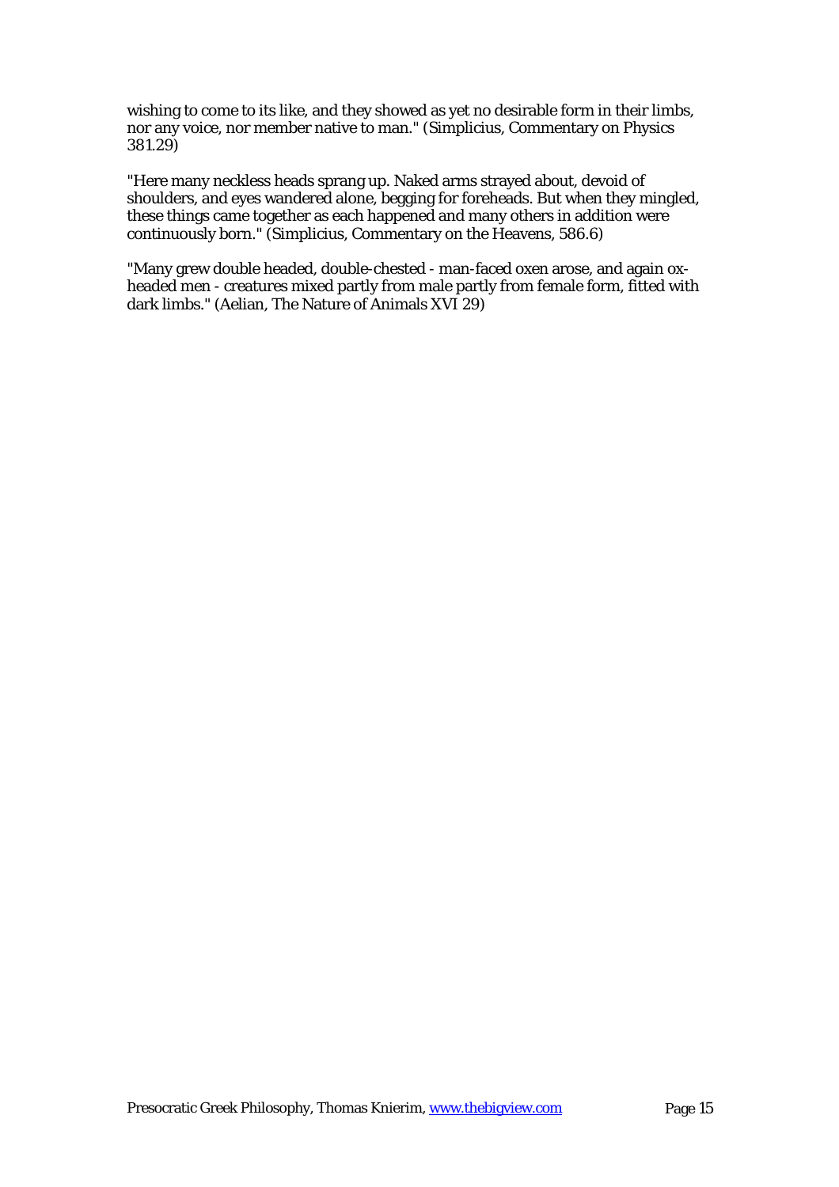wishing to come to its like, and they showed as yet no desirable form in their limbs, nor any voice, nor member native to man." (Simplicius, Commentary on Physics 381.29)

"Here many neckless heads sprang up. Naked arms strayed about, devoid of shoulders, and eyes wandered alone, begging for foreheads. But when they mingled, these things came together as each happened and many others in addition were continuously born." (Simplicius, Commentary on the Heavens, 586.6)

"Many grew double headed, double-chested - man-faced oxen arose, and again ox-headed men - creatures mixed partly from male partly from female form, fitted with dark limbs." (Aelian, The Nature of Animals XVI 29)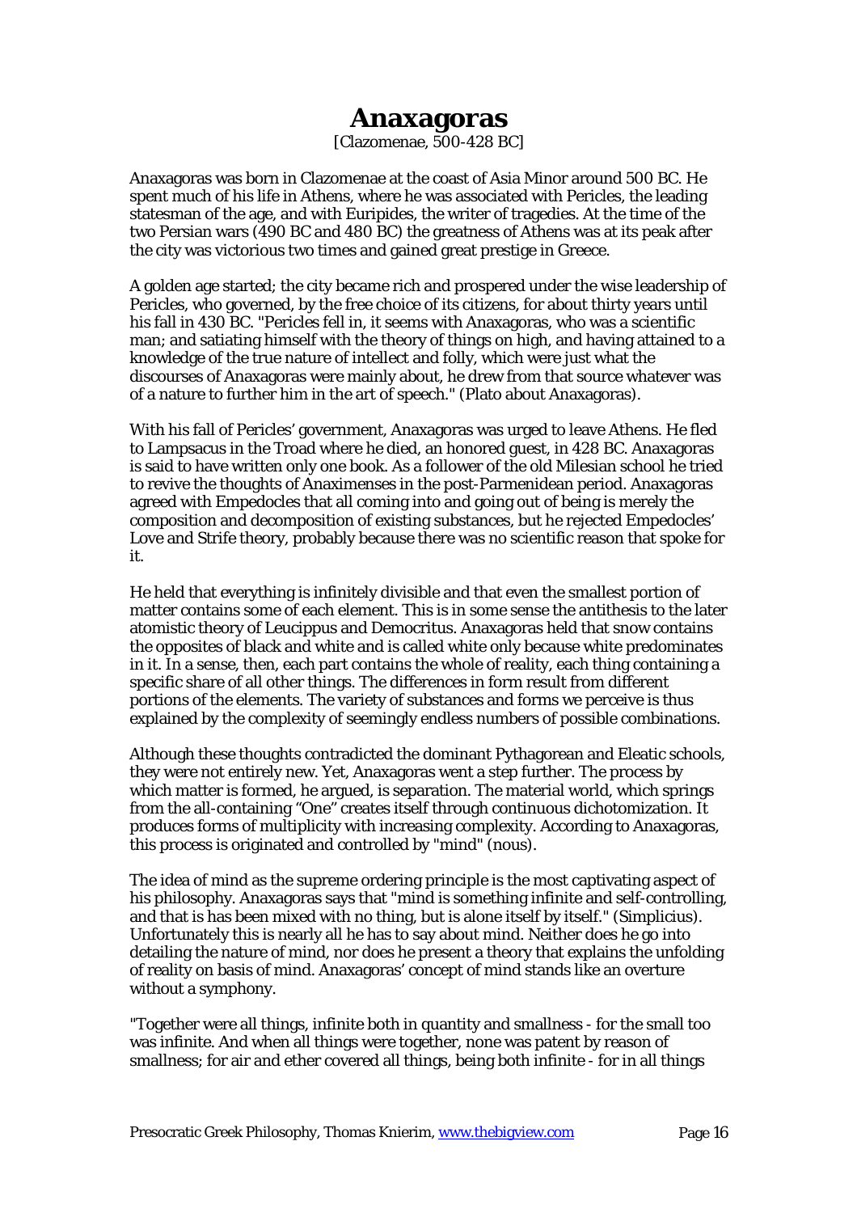# Anaxagoras

[Clazomenae, 500-428 BC]

Anaxagoras was born in Clazomenae at the coast of Asia Minor around 500 BC. He spent much of his life in Athens, where he was associated with Pericles, the leading statesman of the age, and with Euripides, the writer of tragedies. At the time of the two Persian wars (490 BC and 480 BC) the greatness of Athens was at its peak after the city was victorious two times and gained great prestige in Greece.

A golden age started; the city became rich and prospered under the wise leadership of Pericles, who governed, by the free choice of its citizens, for about thirty years until his fall in 430 BC. "Pericles fell in, it seems with Anaxagoras, who was a scientific man; and satiating himself with the theory of things on high, and having attained to a knowledge of the true nature of intellect and folly, which were just what the discourses of Anaxagoras were mainly about, he drew from that source whatever was of a nature to further him in the art of speech." (Plato about Anaxagoras).

With his fall of Pericles' government, Anaxagoras was urged to leave Athens. He fled to Lampsacus in the Troad where he died, an honored guest, in 428 BC. Anaxagoras is said to have written only one book. As a follower of the old Milesian school he tried to revive the thoughts of Anaximenses in the post-Parmenidean period. Anaxagoras agreed with Empedocles that all coming into and going out of being is merely the composition and decomposition of existing substances, but he rejected Empedocles' Love and Strife theory, probably because there was no scientific reason that spoke for it.

He held that everything is infinitely divisible and that even the smallest portion of matter contains some of each element. This is in some sense the antithesis to the later atomistic theory of Leucippus and Democritus. Anaxagoras held that snow contains the opposites of black and white and is called white only because white predominates in it. In a sense, then, each part contains the whole of reality, each thing containing a specific share of all other things. The differences in form result from different portions of the elements. The variety of substances and forms we perceive is thus explained by the complexity of seemingly endless numbers of possible combinations.

Although these thoughts contradicted the dominant Pythagorean and Eleatic schools, they were not entirely new. Yet, Anaxagoras went a step further. The process by which matter is formed, he argued, is separation. The material world, which springs from the all-containing "One" creates itself through continuous dichotomization. It produces forms of multiplicity with increasing complexity. According to Anaxagoras, this process is originated and controlled by "mind" (nous).

The idea of mind as the supreme ordering principle is the most captivating aspect of his philosophy. Anaxagoras says that "mind is something infinite and self-controlling, and that is has been mixed with no thing, but is alone itself by itself." (Simplicius). Unfortunately this is nearly all he has to say about mind. Neither does he go into detailing the nature of mind, nor does he present a theory that explains the unfolding of reality on basis of mind. Anaxagoras' concept of mind stands like an overture without a symphony.

"Together were all things, infinite both in quantity and smallness - for the small too was infinite. And when all things were together, none was patent by reason of smallness; for air and ether covered all things, being both infinite - for in all things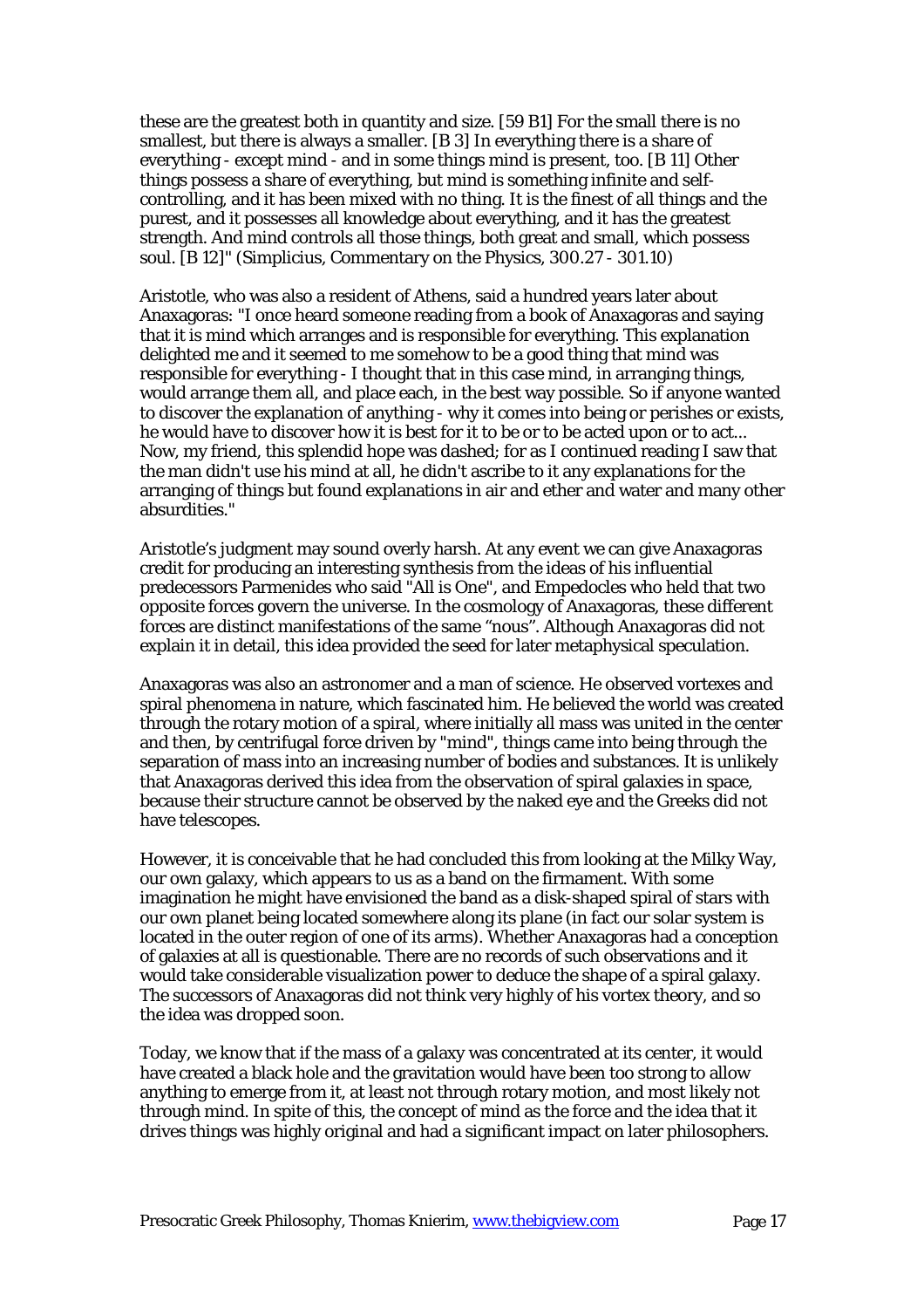these are the greatest both in quantity and size. [59 B1] For the small there is no smallest, but there is always a smaller. [B 3] In everything there is a share of everything - except mind - and in some things mind is present, too. [B 11] Other things possess a share of everything, but mind is something infinite and self-controlling, and it has been mixed with no thing. It is the finest of all things and the purest, and it possesses all knowledge about everything, and it has the greatest strength. And mind controls all those things, both great and small, which possess soul. [B 12]" (Simplicius, Commentary on the Physics, 300.27 - 301.10)

Aristotle, who was also a resident of Athens, said a hundred years later about Anaxagoras: "I once heard someone reading from a book of Anaxagoras and saying that it is mind which arranges and is responsible for everything. This explanation delighted me and it seemed to me somehow to be a good thing that mind was responsible for everything - I thought that in this case mind, in arranging things, would arrange them all, and place each, in the best way possible. So if anyone wanted to discover the explanation of anything - why it comes into being or perishes or exists, he would have to discover how it is best for it to be or to be acted upon or to act... Now, my friend, this splendid hope was dashed; for as I continued reading I saw that the man didn't use his mind at all, he didn't ascribe to it any explanations for the arranging of things but found explanations in air and ether and water and many other absurdities."

Aristotle's judgment may sound overly harsh. At any event we can give Anaxagoras credit for producing an interesting synthesis from the ideas of his influential predecessors Parmenides who said "All is One", and Empedocles who held that two opposite forces govern the universe. In the cosmology of Anaxagoras, these different forces are distinct manifestations of the same "nous". Although Anaxagoras did not explain it in detail, this idea provided the seed for later metaphysical speculation.

Anaxagoras was also an astronomer and a man of science. He observed vortexes and spiral phenomena in nature, which fascinated him. He believed the world was created through the rotary motion of a spiral, where initially all mass was united in the center and then, by centrifugal force driven by "mind", things came into being through the separation of mass into an increasing number of bodies and substances. It is unlikely that Anaxagoras derived this idea from the observation of spiral galaxies in space, because their structure cannot be observed by the naked eye and the Greeks did not have telescopes.

However, it is conceivable that he had concluded this from looking at the Milky Way, our own galaxy, which appears to us as a band on the firmament. With some imagination he might have envisioned the band as a disk-shaped spiral of stars with our own planet being located somewhere along its plane (in fact our solar system is located in the outer region of one of its arms). Whether Anaxagoras had a conception of galaxies at all is questionable. There are no records of such observations and it would take considerable visualization power to deduce the shape of a spiral galaxy. The successors of Anaxagoras did not think very highly of his vortex theory, and so the idea was dropped soon.

Today, we know that if the mass of a galaxy was concentrated at its center, it would have created a black hole and the gravitation would have been too strong to allow anything to emerge from it, at least not through rotary motion, and most likely not through mind. In spite of this, the concept of mind as the force and the idea that it drives things was highly original and had a significant impact on later philosophers.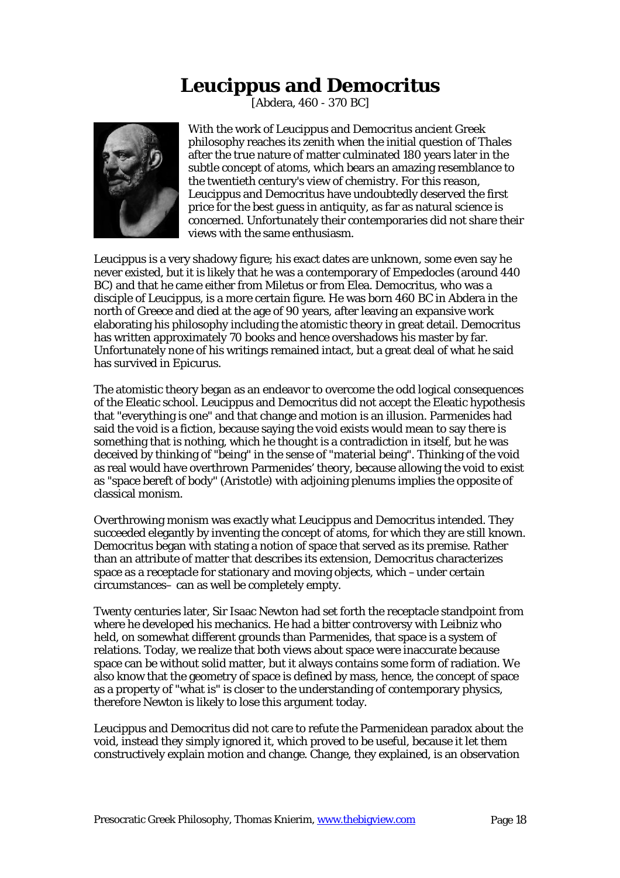# Leucippus and Democritus

[Abdera, 460 - 370 BC]

With the work of Leucippus and Democritus ancient Greek philosophy reaches its zenith when the initial question of Thales after the true nature of matter culminated 180 years later in the subtle concept of atoms, which bears an amazing resemblance to the twentieth century's view of chemistry. For this reason, Leucippus and Democritus have undoubtedly deserved the first price for the best guess in antiquity, as far as natural science is concerned. Unfortunately their contemporaries did not share their views with the same enthusiasm.

Leucippus is a very shadowy figure; his exact dates are unknown, some even say he never existed, but it is likely that he was a contemporary of Empedocles (around 440 BC) and that he came either from Miletus or from Elea. Democritus, who was a disciple of Leucippus, is a more certain figure. He was born 460 BC in Abdera in the north of Greece and died at the age of 90 years, after leaving an expansive work elaborating his philosophy including the atomistic theory in great detail. Democritus has written approximately 70 books and hence overshadows his master by far. Unfortunately none of his writings remained intact, but a great deal of what he said has survived in Epicurus.

The atomistic theory began as an endeavor to overcome the odd logical consequences of the Eleatic school. Leucippus and Democritus did not accept the Eleatic hypothesis that "everything is one" and that change and motion is an illusion. Parmenides had said the void is a fiction, because saying the void exists would mean to say there is something that is nothing, which he thought is a contradiction in itself, but he was deceived by thinking of "being" in the sense of "material being". Thinking of the void as real would have overthrown Parmenides' theory, because allowing the void to exist as "space bereft of body" (Aristotle) with adjoining plenums implies the opposite of classical monism.

Overthrowing monism was exactly what Leucippus and Democritus intended. They succeeded elegantly by inventing the concept of atoms, for which they are still known. Democritus began with stating a notion of space that served as its premise. Rather than an attribute of matter that describes its extension, Democritus characterizes space as a receptacle for stationary and moving objects, which – under certain circumstances– can as well be completely empty.

Twenty centuries later, Sir Isaac Newton had set forth the receptacle standpoint from where he developed his mechanics. He had a bitter controversy with Leibniz who held, on somewhat different grounds than Parmenides, that space is a system of relations. Today, we realize that both views about space were inaccurate because space can be without solid matter, but it always contains some form of radiation. We also know that the geometry of space is defined by mass, hence, the concept of space as a property of "what is" is closer to the understanding of contemporary physics, therefore Newton is likely to lose this argument today.

Leucippus and Democritus did not care to refute the Parmenidean paradox about the void, instead they simply ignored it, which proved to be useful, because it let them constructively explain motion and change. Change, they explained, is an observation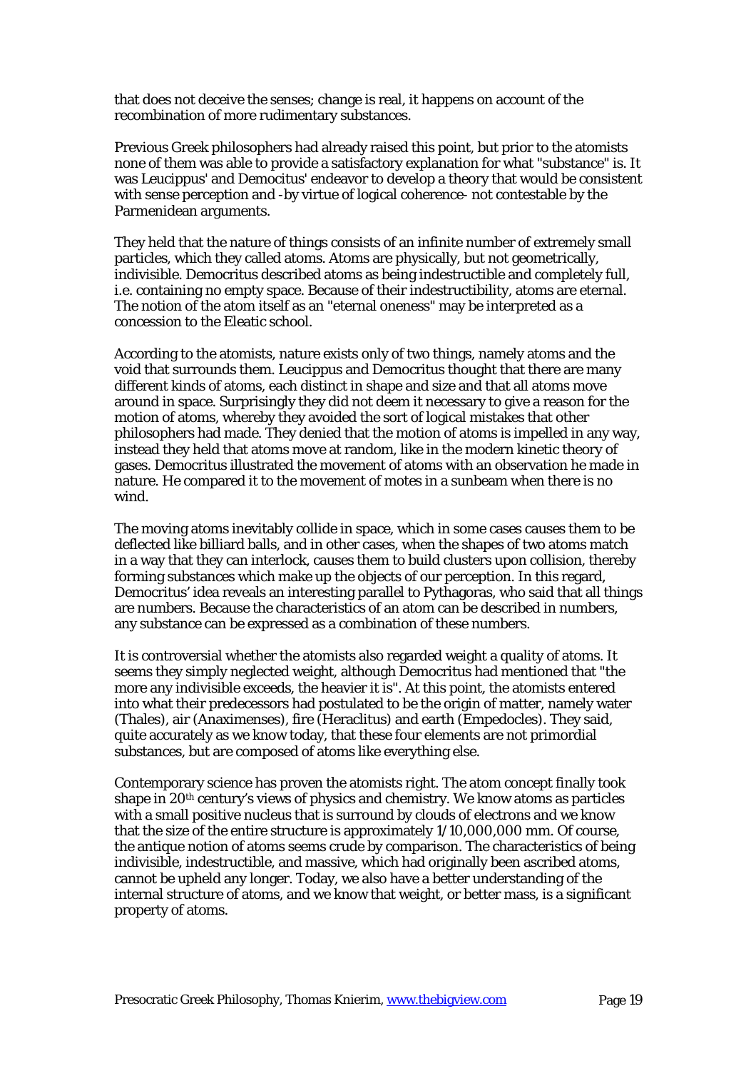that does not deceive the senses; change is real, it happens on account of the recombination of more rudimentary substances.

Previous Greek philosophers had already raised this point, but prior to the atomists none of them was able to provide a satisfactory explanation for what "substance" is. It was Leucippus' and Democitus' endeavor to develop a theory that would be consistent with sense perception and -by virtue of logical coherence- not contestable by the Parmenidean arguments.

They held that the nature of things consists of an infinite number of extremely small particles, which they called atoms. Atoms are physically, but not geometrically, indivisible. Democritus described atoms as being indestructible and completely full, i.e. containing no empty space. Because of their indestructibility, atoms are eternal. The notion of the atom itself as an "eternal oneness" may be interpreted as a concession to the Eleatic school.

According to the atomists, nature exists only of two things, namely atoms and the void that surrounds them. Leucippus and Democritus thought that there are many different kinds of atoms, each distinct in shape and size and that all atoms move around in space. Surprisingly they did not deem it necessary to give a reason for the motion of atoms, whereby they avoided the sort of logical mistakes that other philosophers had made. They denied that the motion of atoms is impelled in any way, instead they held that atoms move at random, like in the modern kinetic theory of gases. Democritus illustrated the movement of atoms with an observation he made in nature. He compared it to the movement of motes in a sunbeam when there is no wind.

The moving atoms inevitably collide in space, which in some cases causes them to be deflected like billiard balls, and in other cases, when the shapes of two atoms match in a way that they can interlock, causes them to build clusters upon collision, thereby forming substances which make up the objects of our perception. In this regard, Democritus' idea reveals an interesting parallel to Pythagoras, who said that all things are numbers. Because the characteristics of an atom can be described in numbers, any substance can be expressed as a combination of these numbers.

It is controversial whether the atomists also regarded weight a quality of atoms. It seems they simply neglected weight, although Democritus had mentioned that "the more any indivisible exceeds, the heavier it is". At this point, the atomists entered into what their predecessors had postulated to be the origin of matter, namely water (Thales), air (Anaximenses), fire (Heraclitus) and earth (Empedocles). They said, quite accurately as we know today, that these four elements are not primordial substances, but are composed of atoms like everything else.

Contemporary science has proven the atomists right. The atom concept finally took shape in 20th century's views of physics and chemistry. We know atoms as particles with a small positive nucleus that is surround by clouds of electrons and we know that the size of the entire structure is approximately 1/10,000,000 mm. Of course, the antique notion of atoms seems crude by comparison. The characteristics of being indivisible, indestructible, and massive, which had originally been ascribed atoms, cannot be upheld any longer. Today, we also have a better understanding of the internal structure of atoms, and we know that weight, or better mass, is a significant property of atoms.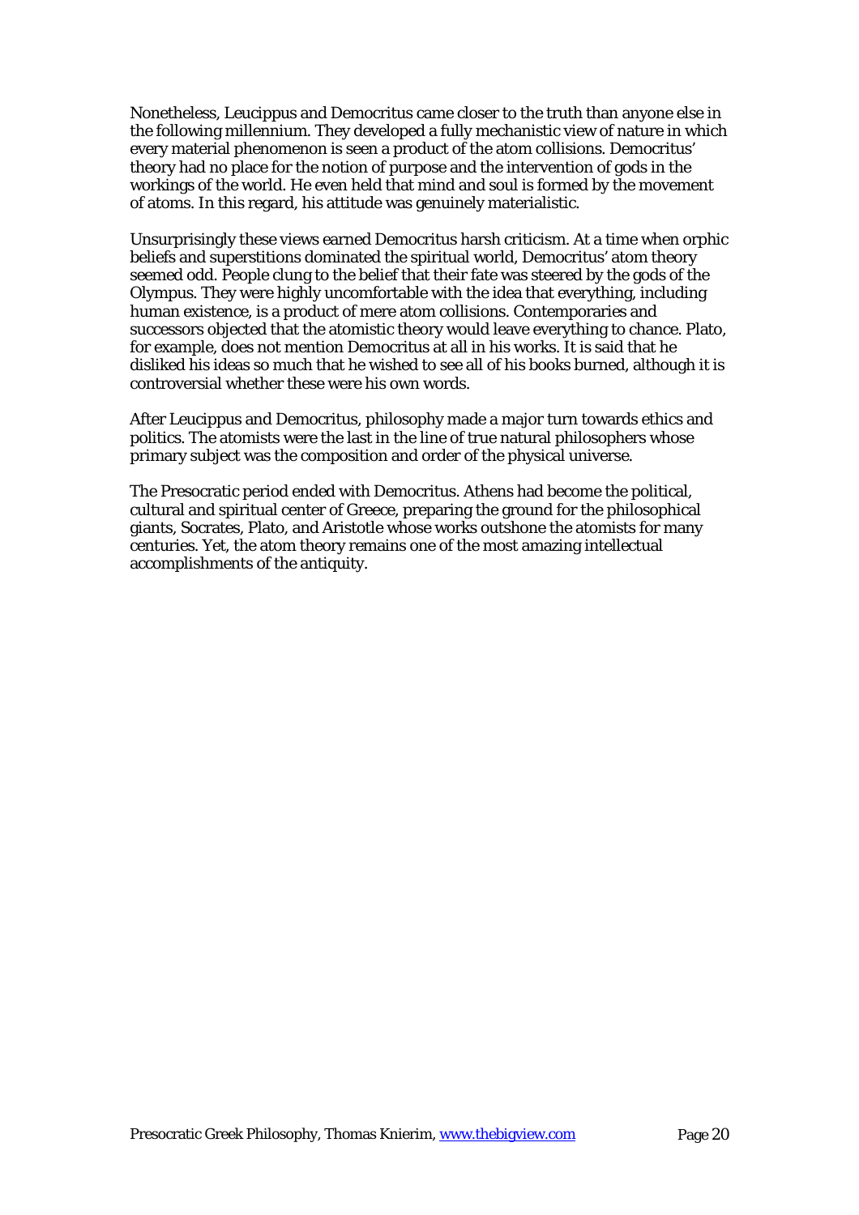Nonetheless, Leucippus and Democritus came closer to the truth than anyone else in the following millennium. They developed a fully mechanistic view of nature in which every material phenomenon is seen a product of the atom collisions. Democritus' theory had no place for the notion of purpose and the intervention of gods in the workings of the world. He even held that mind and soul is formed by the movement of atoms. In this regard, his attitude was genuinely materialistic.

Unsurprisingly these views earned Democritus harsh criticism. At a time when orphic beliefs and superstitions dominated the spiritual world, Democritus' atom theory seemed odd. People clung to the belief that their fate was steered by the gods of the Olympus. They were highly uncomfortable with the idea that everything, including human existence, is a product of mere atom collisions. Contemporaries and successors objected that the atomistic theory would leave everything to chance. Plato, for example, does not mention Democritus at all in his works. It is said that he disliked his ideas so much that he wished to see all of his books burned, although it is controversial whether these were his own words.

After Leucippus and Democritus, philosophy made a major turn towards ethics and politics. The atomists were the last in the line of true natural philosophers whose primary subject was the composition and order of the physical universe.

The Presocratic period ended with Democritus. Athens had become the political, cultural and spiritual center of Greece, preparing the ground for the philosophical giants, Socrates, Plato, and Aristotle whose works outshone the atomists for many centuries. Yet, the atom theory remains one of the most amazing intellectual accomplishments of the antiquity.